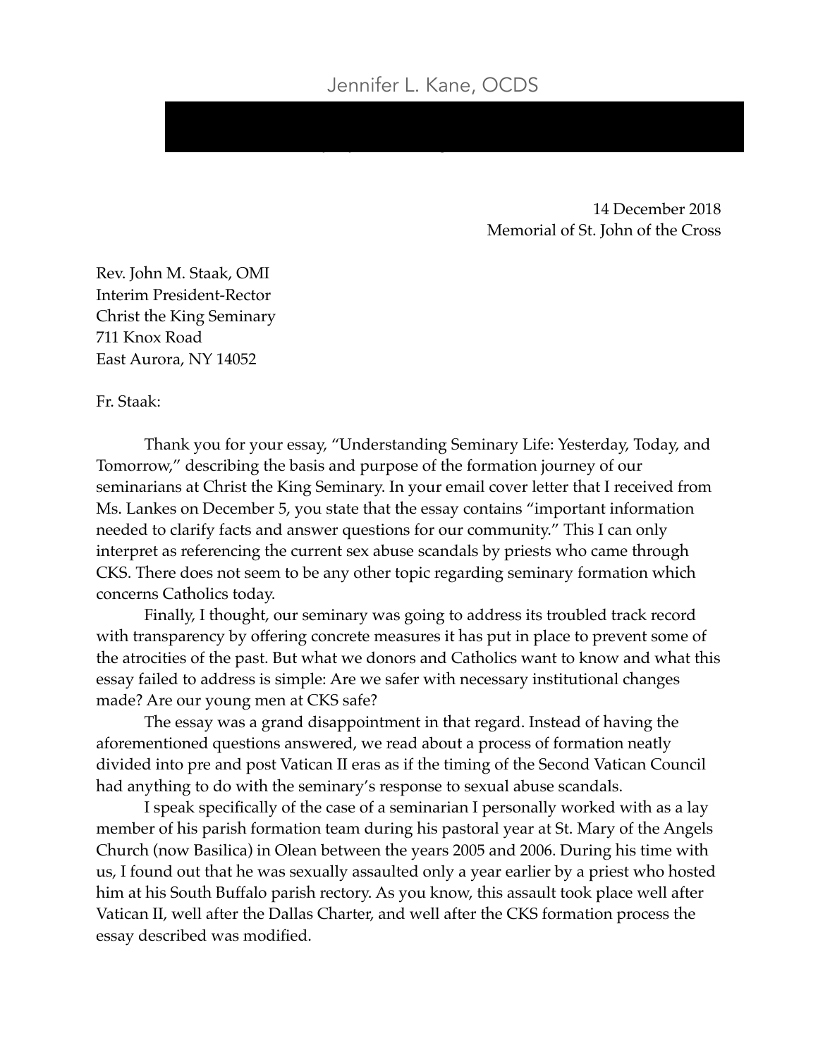Jennifer L. Kane, OCDS

14 December 2018
Memorial of St. John of the Cross

Rev. John M. Staak, OMI
Interim President-Rector
Christ the King Seminary
711 Knox Road
East Aurora, NY 14052

Fr. Staak:

Thank you for your essay, "Understanding Seminary Life: Yesterday, Today, and Tomorrow," describing the basis and purpose of the formation journey of our seminarians at Christ the King Seminary. In your email cover letter that I received from Ms. Lankes on December 5, you state that the essay contains "important information needed to clarify facts and answer questions for our community." This I can only interpret as referencing the current sex abuse scandals by priests who came through CKS. There does not seem to be any other topic regarding seminary formation which concerns Catholics today.

Finally, I thought, our seminary was going to address its troubled track record with transparency by offering concrete measures it has put in place to prevent some of the atrocities of the past. But what we donors and Catholics want to know and what this essay failed to address is simple: Are we safer with necessary institutional changes made? Are our young men at CKS safe?

The essay was a grand disappointment in that regard. Instead of having the aforementioned questions answered, we read about a process of formation neatly divided into pre and post Vatican II eras as if the timing of the Second Vatican Council had anything to do with the seminary's response to sexual abuse scandals.

I speak specifically of the case of a seminarian I personally worked with as a lay member of his parish formation team during his pastoral year at St. Mary of the Angels Church (now Basilica) in Olean between the years 2005 and 2006. During his time with us, I found out that he was sexually assaulted only a year earlier by a priest who hosted him at his South Buffalo parish rectory. As you know, this assault took place well after Vatican II, well after the Dallas Charter, and well after the CKS formation process the essay described was modified.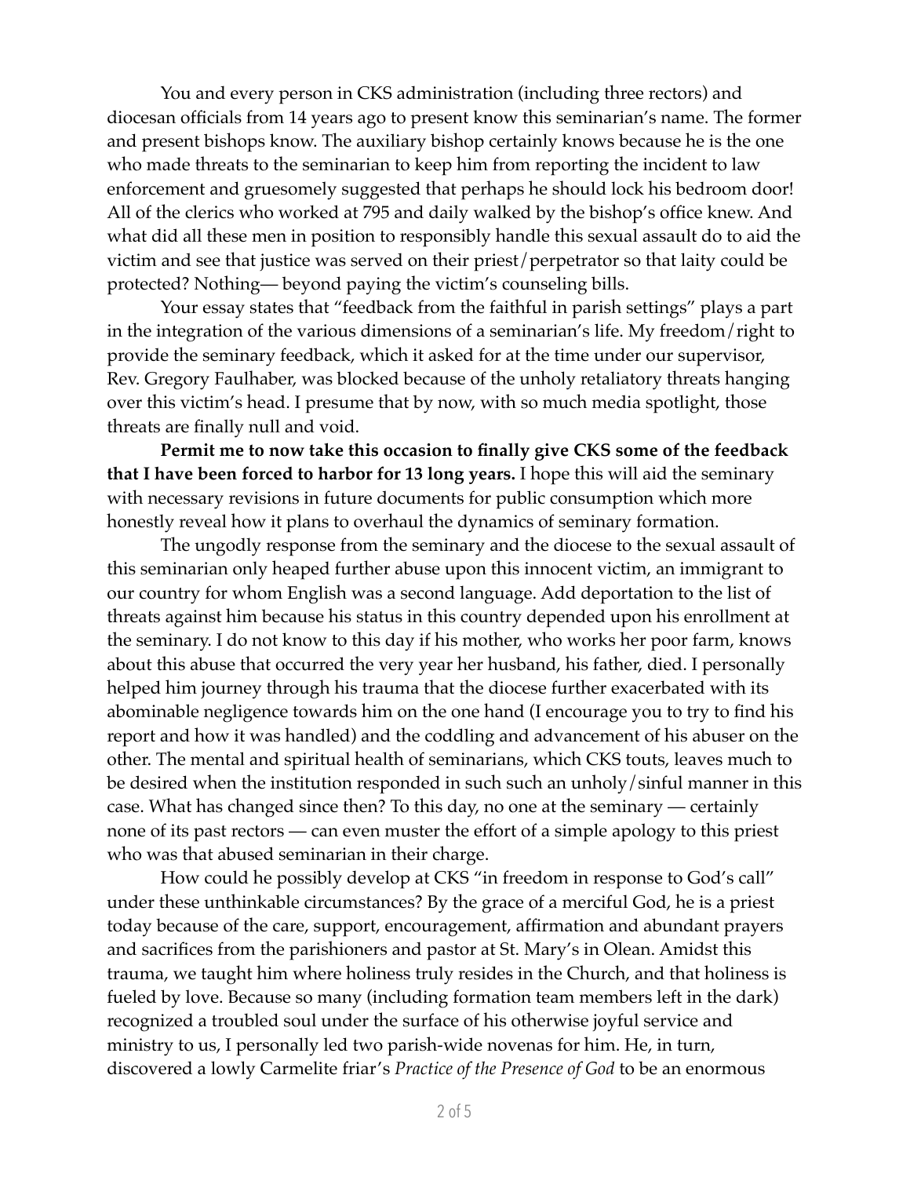You and every person in CKS administration (including three rectors) and diocesan officials from 14 years ago to present know this seminarian's name. The former and present bishops know. The auxiliary bishop certainly knows because he is the one who made threats to the seminarian to keep him from reporting the incident to law enforcement and gruesomely suggested that perhaps he should lock his bedroom door! All of the clerics who worked at 795 and daily walked by the bishop's office knew. And what did all these men in position to responsibly handle this sexual assault do to aid the victim and see that justice was served on their priest/perpetrator so that laity could be protected? Nothing— beyond paying the victim's counseling bills.

Your essay states that "feedback from the faithful in parish settings" plays a part in the integration of the various dimensions of a seminarian's life. My freedom/right to provide the seminary feedback, which it asked for at the time under our supervisor, Rev. Gregory Faulhaber, was blocked because of the unholy retaliatory threats hanging over this victim's head. I presume that by now, with so much media spotlight, those threats are finally null and void.

**Permit me to now take this occasion to finally give CKS some of the feedback that I have been forced to harbor for 13 long years.** I hope this will aid the seminary with necessary revisions in future documents for public consumption which more honestly reveal how it plans to overhaul the dynamics of seminary formation.

The ungodly response from the seminary and the diocese to the sexual assault of this seminarian only heaped further abuse upon this innocent victim, an immigrant to our country for whom English was a second language. Add deportation to the list of threats against him because his status in this country depended upon his enrollment at the seminary. I do not know to this day if his mother, who works her poor farm, knows about this abuse that occurred the very year her husband, his father, died. I personally helped him journey through his trauma that the diocese further exacerbated with its abominable negligence towards him on the one hand (I encourage you to try to find his report and how it was handled) and the coddling and advancement of his abuser on the other. The mental and spiritual health of seminarians, which CKS touts, leaves much to be desired when the institution responded in such such an unholy/sinful manner in this case. What has changed since then? To this day, no one at the seminary — certainly none of its past rectors — can even muster the effort of a simple apology to this priest who was that abused seminarian in their charge.

How could he possibly develop at CKS "in freedom in response to God's call" under these unthinkable circumstances? By the grace of a merciful God, he is a priest today because of the care, support, encouragement, affirmation and abundant prayers and sacrifices from the parishioners and pastor at St. Mary's in Olean. Amidst this trauma, we taught him where holiness truly resides in the Church, and that holiness is fueled by love. Because so many (including formation team members left in the dark) recognized a troubled soul under the surface of his otherwise joyful service and ministry to us, I personally led two parish-wide novenas for him. He, in turn, discovered a lowly Carmelite friar's *Practice of the Presence of God* to be an enormous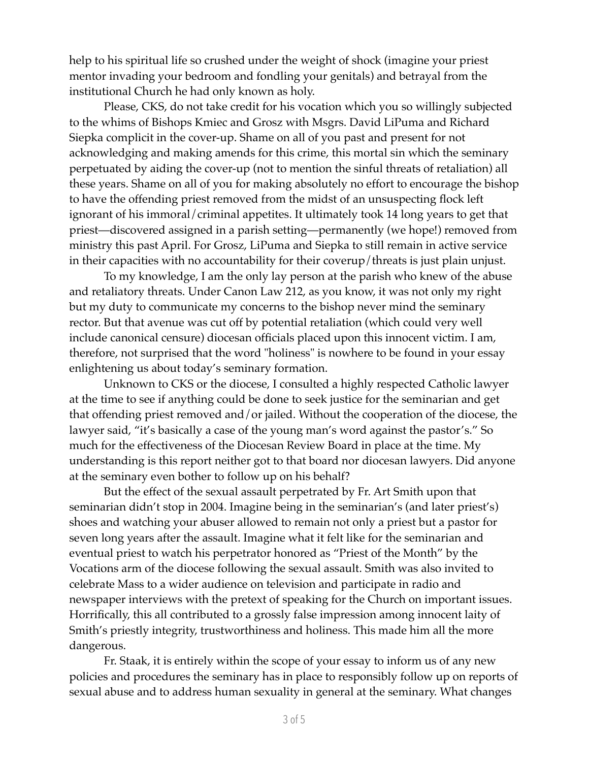help to his spiritual life so crushed under the weight of shock (imagine your priest mentor invading your bedroom and fondling your genitals) and betrayal from the institutional Church he had only known as holy.

Please, CKS, do not take credit for his vocation which you so willingly subjected to the whims of Bishops Kmiec and Grosz with Msgrs. David LiPuma and Richard Siepka complicit in the cover-up. Shame on all of you past and present for not acknowledging and making amends for this crime, this mortal sin which the seminary perpetuated by aiding the cover-up (not to mention the sinful threats of retaliation) all these years. Shame on all of you for making absolutely no effort to encourage the bishop to have the offending priest removed from the midst of an unsuspecting flock left ignorant of his immoral/criminal appetites. It ultimately took 14 long years to get that priest—discovered assigned in a parish setting—permanently (we hope!) removed from ministry this past April. For Grosz, LiPuma and Siepka to still remain in active service in their capacities with no accountability for their coverup/threats is just plain unjust.

To my knowledge, I am the only lay person at the parish who knew of the abuse and retaliatory threats. Under Canon Law 212, as you know, it was not only my right but my duty to communicate my concerns to the bishop never mind the seminary rector. But that avenue was cut off by potential retaliation (which could very well include canonical censure) diocesan officials placed upon this innocent victim. I am, therefore, not surprised that the word "holiness" is nowhere to be found in your essay enlightening us about today's seminary formation.

Unknown to CKS or the diocese, I consulted a highly respected Catholic lawyer at the time to see if anything could be done to seek justice for the seminarian and get that offending priest removed and/or jailed. Without the cooperation of the diocese, the lawyer said, "it's basically a case of the young man's word against the pastor's." So much for the effectiveness of the Diocesan Review Board in place at the time. My understanding is this report neither got to that board nor diocesan lawyers. Did anyone at the seminary even bother to follow up on his behalf?

But the effect of the sexual assault perpetrated by Fr. Art Smith upon that seminarian didn't stop in 2004. Imagine being in the seminarian's (and later priest's) shoes and watching your abuser allowed to remain not only a priest but a pastor for seven long years after the assault. Imagine what it felt like for the seminarian and eventual priest to watch his perpetrator honored as "Priest of the Month" by the Vocations arm of the diocese following the sexual assault. Smith was also invited to celebrate Mass to a wider audience on television and participate in radio and newspaper interviews with the pretext of speaking for the Church on important issues. Horrifically, this all contributed to a grossly false impression among innocent laity of Smith's priestly integrity, trustworthiness and holiness. This made him all the more dangerous.

Fr. Staak, it is entirely within the scope of your essay to inform us of any new policies and procedures the seminary has in place to responsibly follow up on reports of sexual abuse and to address human sexuality in general at the seminary. What changes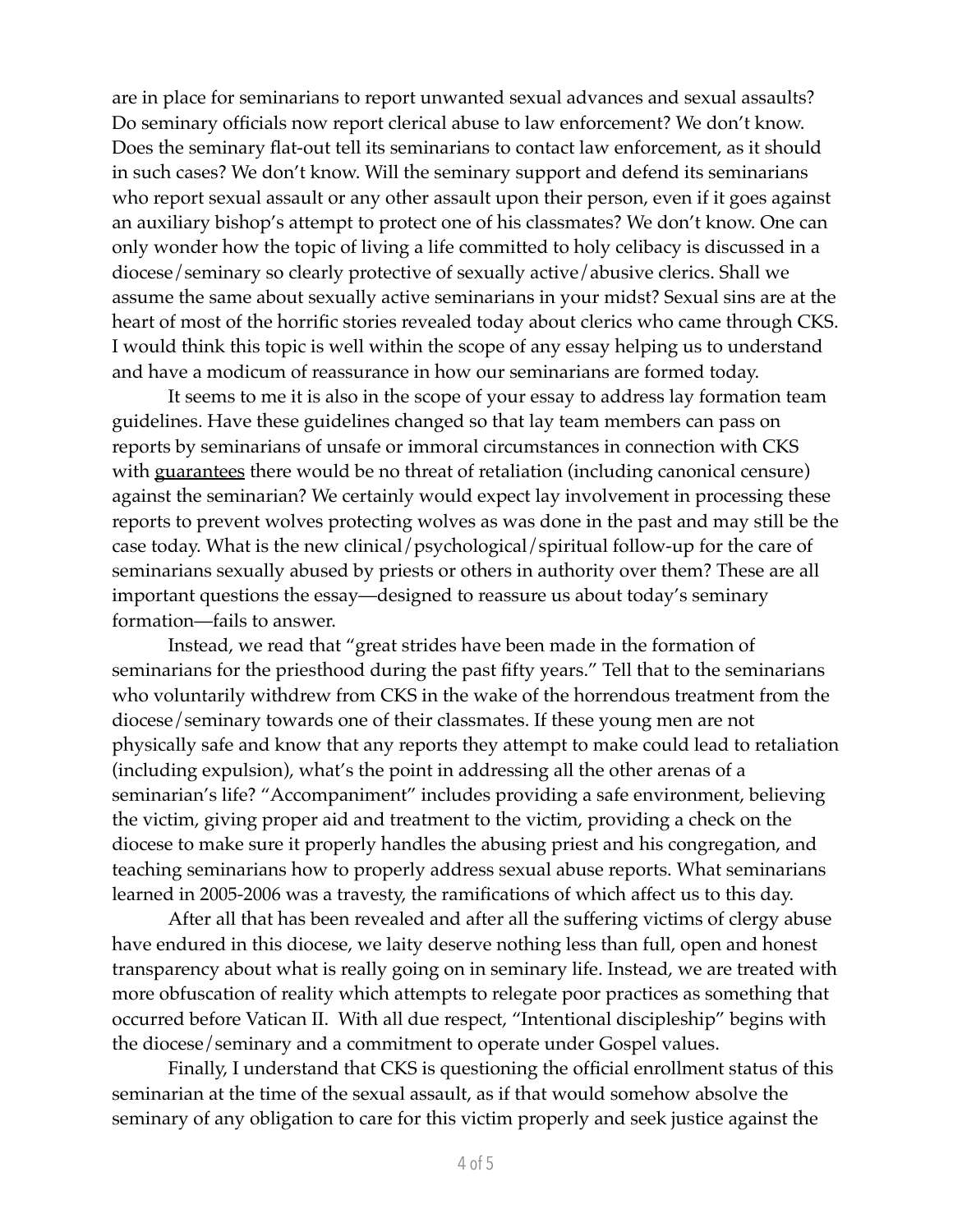are in place for seminarians to report unwanted sexual advances and sexual assaults? Do seminary officials now report clerical abuse to law enforcement? We don't know. Does the seminary flat-out tell its seminarians to contact law enforcement, as it should in such cases? We don't know. Will the seminary support and defend its seminarians who report sexual assault or any other assault upon their person, even if it goes against an auxiliary bishop's attempt to protect one of his classmates? We don't know. One can only wonder how the topic of living a life committed to holy celibacy is discussed in a diocese/seminary so clearly protective of sexually active/abusive clerics. Shall we assume the same about sexually active seminarians in your midst? Sexual sins are at the heart of most of the horrific stories revealed today about clerics who came through CKS. I would think this topic is well within the scope of any essay helping us to understand and have a modicum of reassurance in how our seminarians are formed today.

It seems to me it is also in the scope of your essay to address lay formation team guidelines. Have these guidelines changed so that lay team members can pass on reports by seminarians of unsafe or immoral circumstances in connection with CKS with <u>guarantees</u> there would be no threat of retaliation (including canonical censure) against the seminarian? We certainly would expect lay involvement in processing these reports to prevent wolves protecting wolves as was done in the past and may still be the case today. What is the new clinical/psychological/spiritual follow-up for the care of seminarians sexually abused by priests or others in authority over them? These are all important questions the essay—designed to reassure us about today's seminary formation—fails to answer.

Instead, we read that "great strides have been made in the formation of seminarians for the priesthood during the past fifty years." Tell that to the seminarians who voluntarily withdrew from CKS in the wake of the horrendous treatment from the diocese/seminary towards one of their classmates. If these young men are not physically safe and know that any reports they attempt to make could lead to retaliation (including expulsion), what's the point in addressing all the other arenas of a seminarian's life? "Accompaniment" includes providing a safe environment, believing the victim, giving proper aid and treatment to the victim, providing a check on the diocese to make sure it properly handles the abusing priest and his congregation, and teaching seminarians how to properly address sexual abuse reports. What seminarians learned in 2005-2006 was a travesty, the ramifications of which affect us to this day.

After all that has been revealed and after all the suffering victims of clergy abuse have endured in this diocese, we laity deserve nothing less than full, open and honest transparency about what is really going on in seminary life. Instead, we are treated with more obfuscation of reality which attempts to relegate poor practices as something that occurred before Vatican II. With all due respect, "Intentional discipleship" begins with the diocese/seminary and a commitment to operate under Gospel values.

Finally, I understand that CKS is questioning the official enrollment status of this seminarian at the time of the sexual assault, as if that would somehow absolve the seminary of any obligation to care for this victim properly and seek justice against the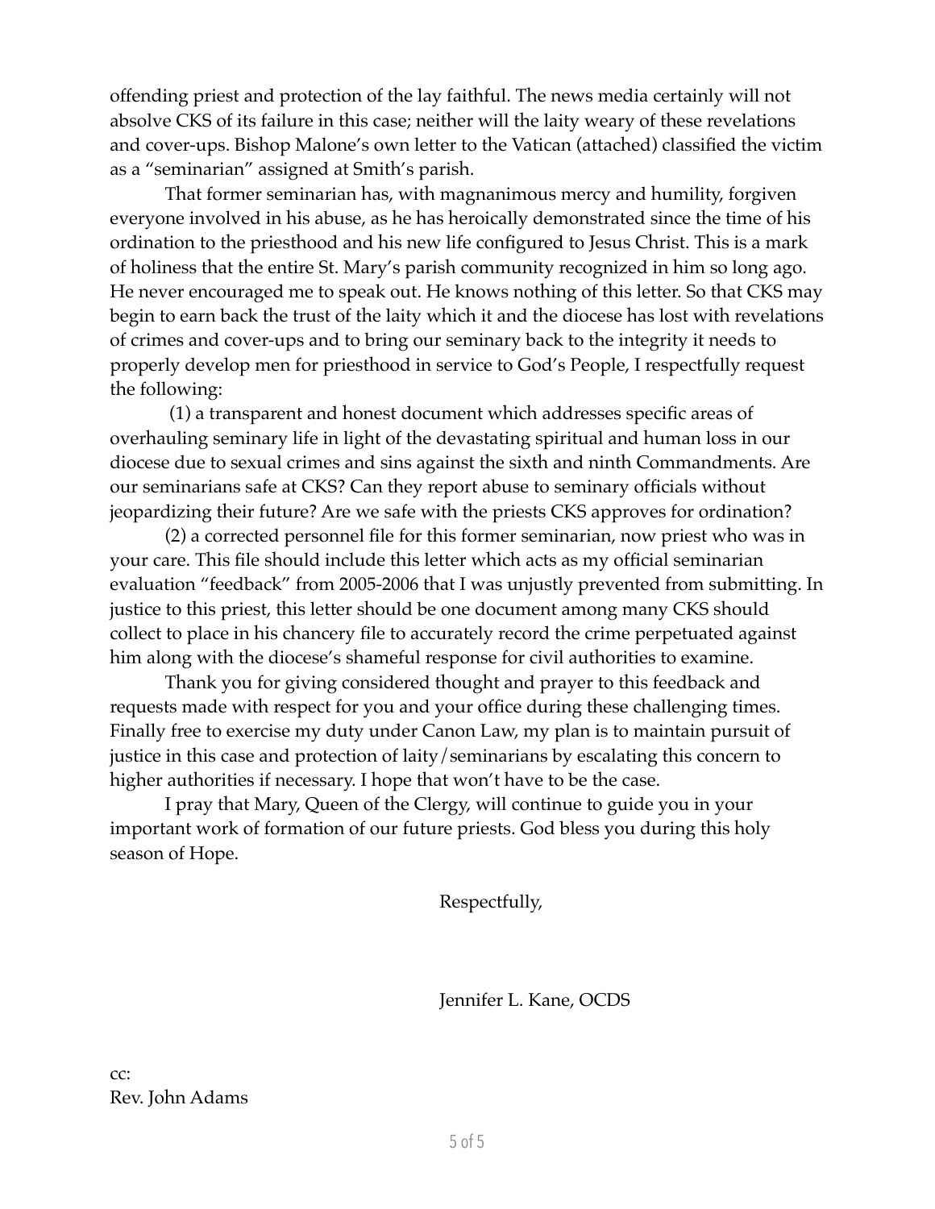offending priest and protection of the lay faithful. The news media certainly will not absolve CKS of its failure in this case; neither will the laity weary of these revelations and cover-ups. Bishop Malone's own letter to the Vatican (attached) classified the victim as a "seminarian" assigned at Smith's parish.

That former seminarian has, with magnanimous mercy and humility, forgiven everyone involved in his abuse, as he has heroically demonstrated since the time of his ordination to the priesthood and his new life configured to Jesus Christ. This is a mark of holiness that the entire St. Mary's parish community recognized in him so long ago. He never encouraged me to speak out. He knows nothing of this letter. So that CKS may begin to earn back the trust of the laity which it and the diocese has lost with revelations of crimes and cover-ups and to bring our seminary back to the integrity it needs to properly develop men for priesthood in service to God's People, I respectfully request the following:

(1) a transparent and honest document which addresses specific areas of overhauling seminary life in light of the devastating spiritual and human loss in our diocese due to sexual crimes and sins against the sixth and ninth Commandments. Are our seminarians safe at CKS? Can they report abuse to seminary officials without jeopardizing their future? Are we safe with the priests CKS approves for ordination?

(2) a corrected personnel file for this former seminarian, now priest who was in your care. This file should include this letter which acts as my official seminarian evaluation "feedback" from 2005-2006 that I was unjustly prevented from submitting. In justice to this priest, this letter should be one document among many CKS should collect to place in his chancery file to accurately record the crime perpetuated against him along with the diocese's shameful response for civil authorities to examine.

Thank you for giving considered thought and prayer to this feedback and requests made with respect for you and your office during these challenging times. Finally free to exercise my duty under Canon Law, my plan is to maintain pursuit of justice in this case and protection of laity/seminarians by escalating this concern to higher authorities if necessary. I hope that won't have to be the case.

I pray that Mary, Queen of the Clergy, will continue to guide you in your important work of formation of our future priests. God bless you during this holy season of Hope.

Respectfully,

Jennifer L. Kane, OCDS

cc:
Rev. John Adams